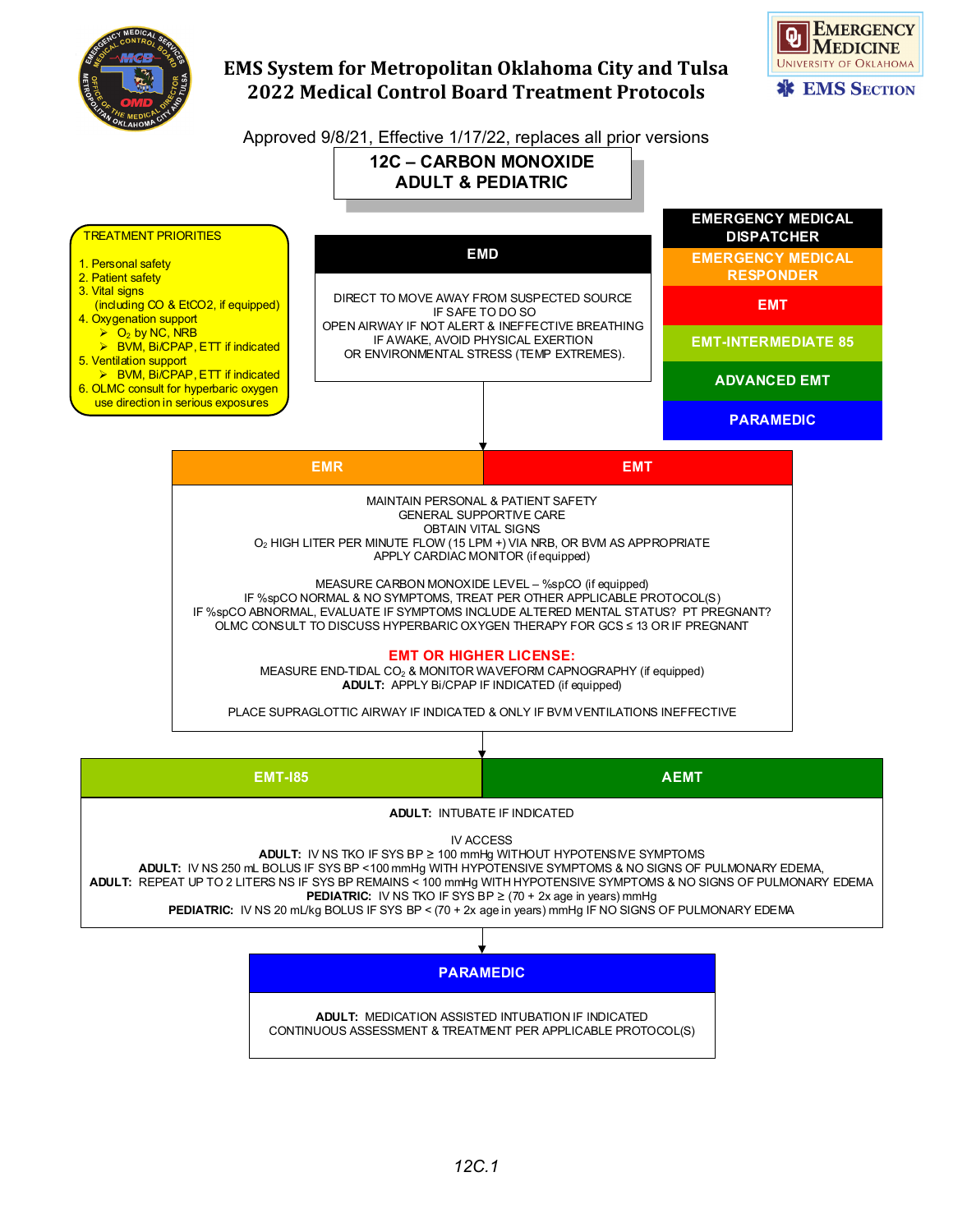# EMS System for Metropolitan Oklahoma City and Tulsa
# 2022 Medical Control Board Treatment Protocols

Approved 9/8/21, Effective 1/17/22, replaces all prior versions

## 12C – CARBON MONOXIDE ADULT & PEDIATRIC

**TREATMENT PRIORITIES**

1. Personal safety
2. Patient safety
3. Vital signs (including CO & EtCO2, if equipped)
4. Oxygenation support
   - $O_2$ by NC, NRB
   - BVM, Bi/CPAP, ETT if indicated
5. Ventilation support
   - BVM, Bi/CPAP, ETT if indicated
6. OLMC consult for hyperbaric oxygen use direction in serious exposures

**Legend:** EMERGENCY MEDICAL DISPATCHER | EMERGENCY MEDICAL RESPONDER | EMT | EMT-INTERMEDIATE 85 | ADVANCED EMT | PARAMEDIC

### EMD

DIRECT TO MOVE AWAY FROM SUSPECTED SOURCE IF SAFE TO DO SO
OPEN AIRWAY IF NOT ALERT & INEFFECTIVE BREATHING
IF AWAKE, AVOID PHYSICAL EXERTION OR ENVIRONMENTAL STRESS (TEMP EXTREMES).

### EMR | EMT

MAINTAIN PERSONAL & PATIENT SAFETY
GENERAL SUPPORTIVE CARE
OBTAIN VITAL SIGNS
$O_2$ HIGH LITER PER MINUTE FLOW (15 LPM +) VIA NRB, OR BVM AS APPROPRIATE
APPLY CARDIAC MONITOR (if equipped)

MEASURE CARBON MONOXIDE LEVEL – %spCO (if equipped)
IF %spCO NORMAL & NO SYMPTOMS, TREAT PER OTHER APPLICABLE PROTOCOL(S)
IF %spCO ABNORMAL, EVALUATE IF SYMPTOMS INCLUDE ALTERED MENTAL STATUS? PT PREGNANT?
OLMC CONSULT TO DISCUSS HYPERBARIC OXYGEN THERAPY FOR GCS ≤ 13 OR IF PREGNANT

**EMT OR HIGHER LICENSE:**
MEASURE END-TIDAL $CO_2$ & MONITOR WAVEFORM CAPNOGRAPHY (if equipped)
**ADULT:** APPLY Bi/CPAP IF INDICATED (if equipped)

PLACE SUPRAGLOTTIC AIRWAY IF INDICATED & ONLY IF BVM VENTILATIONS INEFFECTIVE

### EMT-I85 | AEMT

**ADULT:** INTUBATE IF INDICATED

IV ACCESS
**ADULT:** IV NS TKO IF SYS BP ≥ 100 mmHg WITHOUT HYPOTENSIVE SYMPTOMS
**ADULT:** IV NS 250 mL BOLUS IF SYS BP <100 mmHg WITH HYPOTENSIVE SYMPTOMS & NO SIGNS OF PULMONARY EDEMA,
**ADULT:** REPEAT UP TO 2 LITERS NS IF SYS BP REMAINS < 100 mmHg WITH HYPOTENSIVE SYMPTOMS & NO SIGNS OF PULMONARY EDEMA
**PEDIATRIC:** IV NS TKO IF SYS BP ≥ (70 + 2x age in years) mmHg
**PEDIATRIC:** IV NS 20 mL/kg BOLUS IF SYS BP < (70 + 2x age in years) mmHg IF NO SIGNS OF PULMONARY EDEMA

### PARAMEDIC

**ADULT:** MEDICATION ASSISTED INTUBATION IF INDICATED
CONTINUOUS ASSESSMENT & TREATMENT PER APPLICABLE PROTOCOL(S)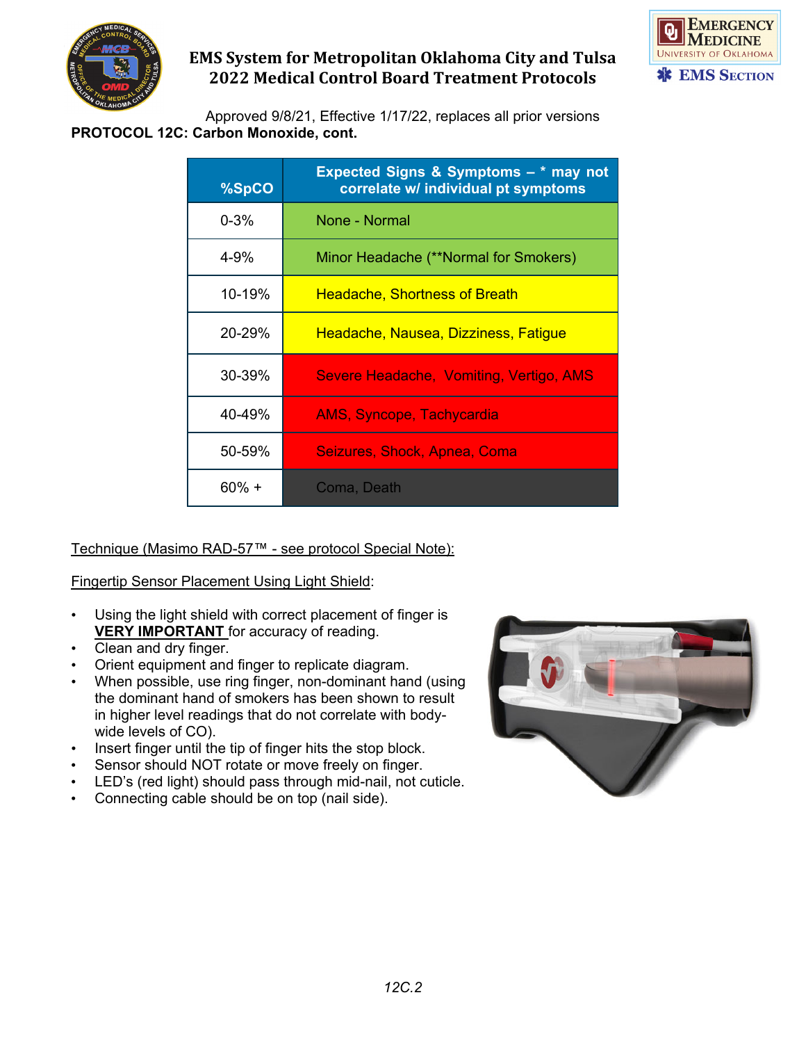**PROTOCOL 12C: Carbon Monoxide, cont.**

| %SpCO | Expected Signs & Symptoms – * may not correlate w/ individual pt symptoms |
|---|---|
| 0-3% | None - Normal |
| 4-9% | Minor Headache (**Normal for Smokers) |
| 10-19% | Headache, Shortness of Breath |
| 20-29% | Headache, Nausea, Dizziness, Fatigue |
| 30-39% | Severe Headache, Vomiting, Vertigo, AMS |
| 40-49% | AMS, Syncope, Tachycardia |
| 50-59% | Seizures, Shock, Apnea, Coma |
| 60% + | Coma, Death |

Technique (Masimo RAD-57™ - see protocol Special Note):

Fingertip Sensor Placement Using Light Shield:

- Using the light shield with correct placement of finger is **VERY IMPORTANT** for accuracy of reading.
- Clean and dry finger.
- Orient equipment and finger to replicate diagram.
- When possible, use ring finger, non-dominant hand (using the dominant hand of smokers has been shown to result in higher level readings that do not correlate with body-wide levels of CO).
- Insert finger until the tip of finger hits the stop block.
- Sensor should NOT rotate or move freely on finger.
- LED's (red light) should pass through mid-nail, not cuticle.
- Connecting cable should be on top (nail side).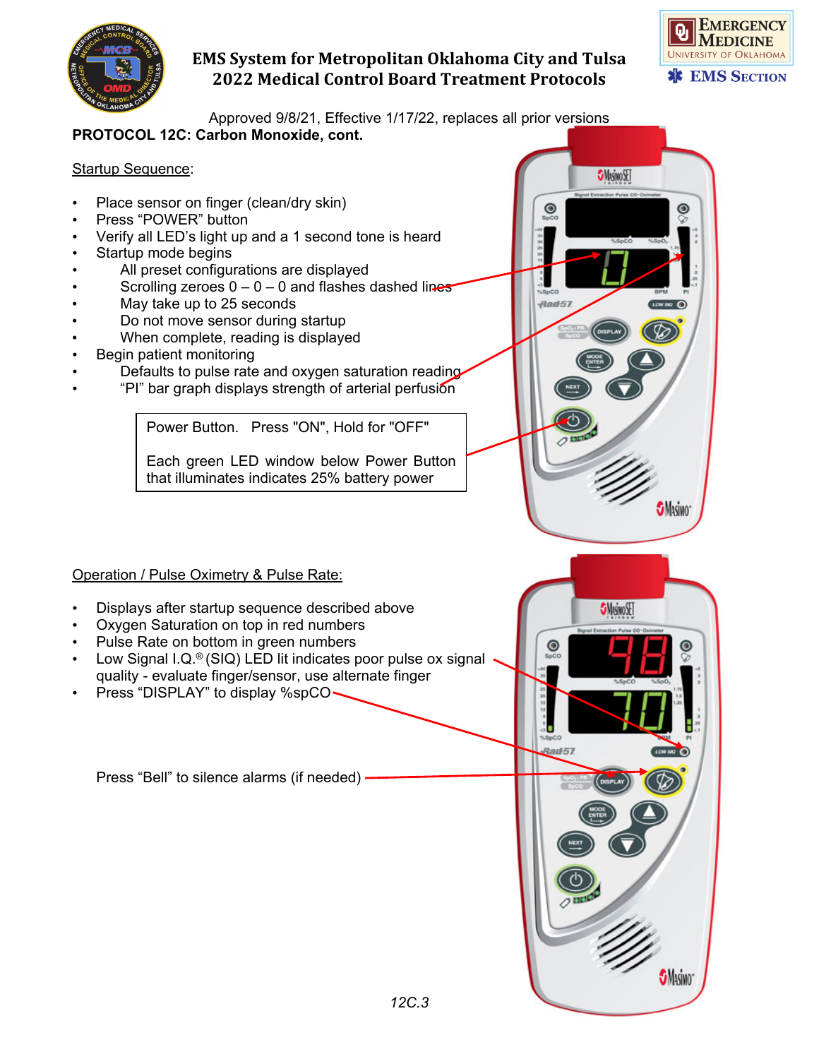PROTOCOL 12C: Carbon Monoxide, cont.

Startup Sequence:

- Place sensor on finger (clean/dry skin)
- Press "POWER" button
- Verify all LED's light up and a 1 second tone is heard
- Startup mode begins
  - All preset configurations are displayed
  - Scrolling zeroes 0 – 0 – 0 and flashes dashed lines
  - May take up to 25 seconds
  - Do not move sensor during startup
  - When complete, reading is displayed
- Begin patient monitoring
  - Defaults to pulse rate and oxygen saturation reading
  - "PI" bar graph displays strength of arterial perfusion

> Power Button. Press "ON", Hold for "OFF"
>
> Each green LED window below Power Button that illuminates indicates 25% battery power

Operation / Pulse Oximetry & Pulse Rate:

- Displays after startup sequence described above
- Oxygen Saturation on top in red numbers
- Pulse Rate on bottom in green numbers
- Low Signal I.Q.® (SIQ) LED lit indicates poor pulse ox signal quality - evaluate finger/sensor, use alternate finger
- Press "DISPLAY" to display %spCO

Press "Bell" to silence alarms (if needed)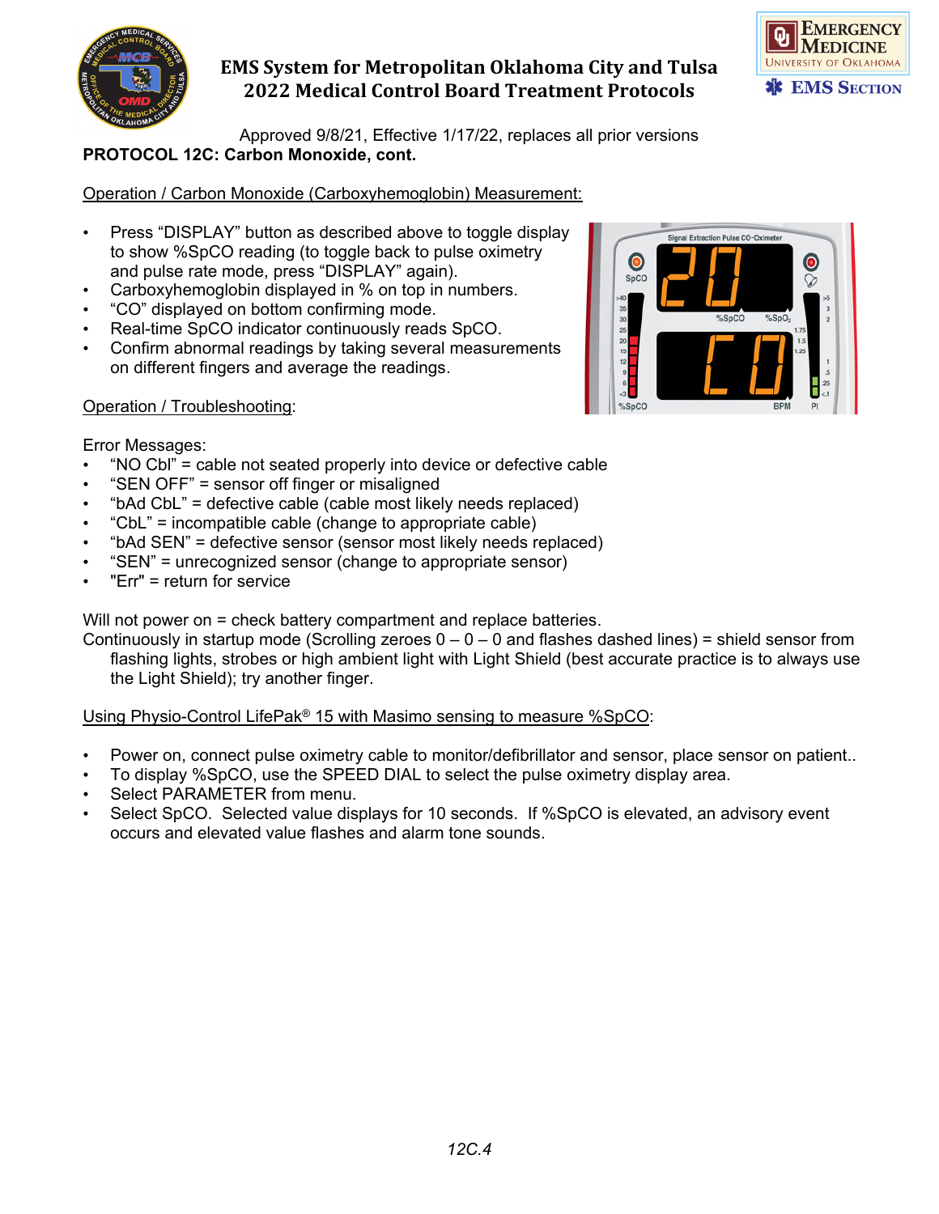PROTOCOL 12C: Carbon Monoxide, cont.

Operation / Carbon Monoxide (Carboxyhemoglobin) Measurement:

- Press "DISPLAY" button as described above to toggle display to show %SpCO reading (to toggle back to pulse oximetry and pulse rate mode, press "DISPLAY" again).
- Carboxyhemoglobin displayed in % on top in numbers.
- "CO" displayed on bottom confirming mode.
- Real-time SpCO indicator continuously reads SpCO.
- Confirm abnormal readings by taking several measurements on different fingers and average the readings.

Operation / Troubleshooting:

Error Messages:

- "NO Cbl" = cable not seated properly into device or defective cable
- "SEN OFF" = sensor off finger or misaligned
- "bAd CbL" = defective cable (cable most likely needs replaced)
- "CbL" = incompatible cable (change to appropriate cable)
- "bAd SEN" = defective sensor (sensor most likely needs replaced)
- "SEN" = unrecognized sensor (change to appropriate sensor)
- "Err" = return for service

Will not power on = check battery compartment and replace batteries.
Continuously in startup mode (Scrolling zeroes 0 – 0 – 0 and flashes dashed lines) = shield sensor from flashing lights, strobes or high ambient light with Light Shield (best accurate practice is to always use the Light Shield); try another finger.

Using Physio-Control LifePak® 15 with Masimo sensing to measure %SpCO:

- Power on, connect pulse oximetry cable to monitor/defibrillator and sensor, place sensor on patient..
- To display %SpCO, use the SPEED DIAL to select the pulse oximetry display area.
- Select PARAMETER from menu.
- Select SpCO. Selected value displays for 10 seconds. If %SpCO is elevated, an advisory event occurs and elevated value flashes and alarm tone sounds.